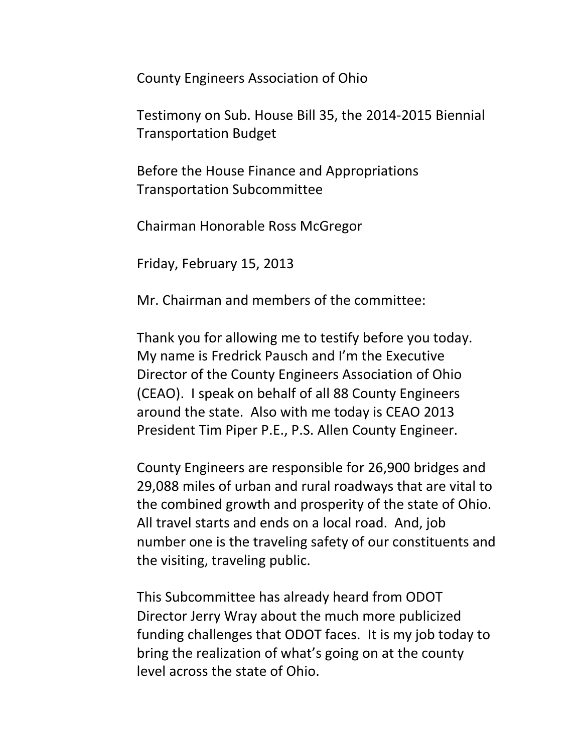County Engineers Association of Ohio

Testimony on Sub. House Bill 35, the 2014-2015 Biennial Transportation Budget

Before the House Finance and Appropriations Transportation Subcommittee

Chairman Honorable Ross McGregor

Friday, February 15, 2013

Mr. Chairman and members of the committee:

Thank you for allowing me to testify before you today. My name is Fredrick Pausch and I'm the Executive Director of the County Engineers Association of Ohio (CEAO). I speak on behalf of all 88 County Engineers around the state. Also with me today is CEAO 2013 President Tim Piper P.E., P.S. Allen County Engineer.

County Engineers are responsible for 26,900 bridges and 29,088 miles of urban and rural roadways that are vital to the combined growth and prosperity of the state of Ohio. All travel starts and ends on a local road. And, job number one is the traveling safety of our constituents and the visiting, traveling public.

This Subcommittee has already heard from ODOT Director Jerry Wray about the much more publicized funding challenges that ODOT faces. It is my job today to bring the realization of what's going on at the county level across the state of Ohio.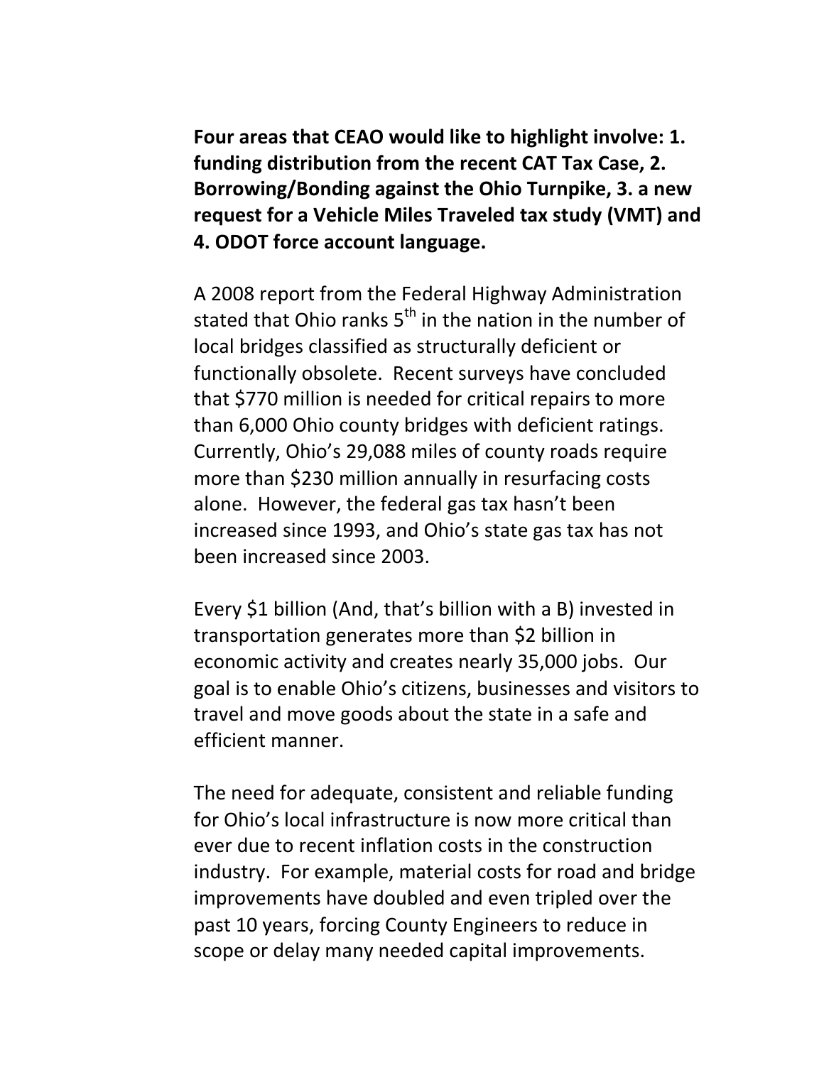**Four areas that CEAO would like to highlight involve: 1. funding distribution from the recent CAT Tax Case, 2. Borrowing/Bonding against the Ohio Turnpike, 3. a new request for a Vehicle Miles Traveled tax study (VMT) and 4. ODOT force account language.**

A 2008 report from the Federal Highway Administration stated that Ohio ranks 5th in the nation in the number of local bridges classified as structurally deficient or functionally obsolete. Recent surveys have concluded that $770 million is needed for critical repairs to more than 6,000 Ohio county bridges with deficient ratings. Currently, Ohio's 29,088 miles of county roads require more than $230 million annually in resurfacing costs alone. However, the federal gas tax hasn't been increased since 1993, and Ohio's state gas tax has not been increased since 2003.

Every $1 billion (And, that's billion with a B) invested in transportation generates more than $2 billion in economic activity and creates nearly 35,000 jobs. Our goal is to enable Ohio's citizens, businesses and visitors to travel and move goods about the state in a safe and efficient manner.

The need for adequate, consistent and reliable funding for Ohio's local infrastructure is now more critical than ever due to recent inflation costs in the construction industry. For example, material costs for road and bridge improvements have doubled and even tripled over the past 10 years, forcing County Engineers to reduce in scope or delay many needed capital improvements.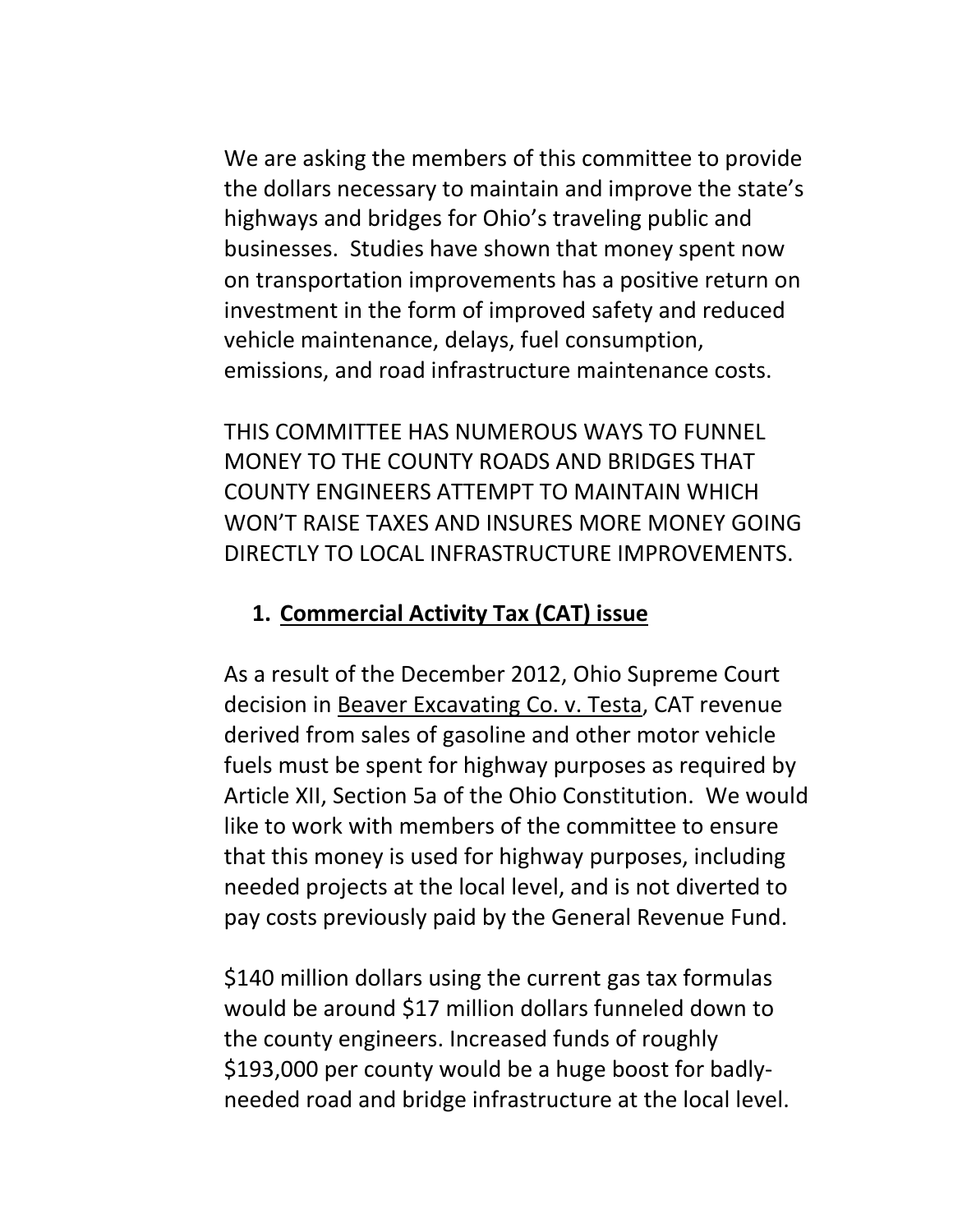We are asking the members of this committee to provide the dollars necessary to maintain and improve the state's highways and bridges for Ohio's traveling public and businesses. Studies have shown that money spent now on transportation improvements has a positive return on investment in the form of improved safety and reduced vehicle maintenance, delays, fuel consumption, emissions, and road infrastructure maintenance costs.

THIS COMMITTEE HAS NUMEROUS WAYS TO FUNNEL MONEY TO THE COUNTY ROADS AND BRIDGES THAT COUNTY ENGINEERS ATTEMPT TO MAINTAIN WHICH WON'T RAISE TAXES AND INSURES MORE MONEY GOING DIRECTLY TO LOCAL INFRASTRUCTURE IMPROVEMENTS.

1. **Commercial Activity Tax (CAT) issue**

As a result of the December 2012, Ohio Supreme Court decision in Beaver Excavating Co. v. Testa, CAT revenue derived from sales of gasoline and other motor vehicle fuels must be spent for highway purposes as required by Article XII, Section 5a of the Ohio Constitution. We would like to work with members of the committee to ensure that this money is used for highway purposes, including needed projects at the local level, and is not diverted to pay costs previously paid by the General Revenue Fund.

$140 million dollars using the current gas tax formulas would be around $17 million dollars funneled down to the county engineers. Increased funds of roughly $193,000 per county would be a huge boost for badly-needed road and bridge infrastructure at the local level.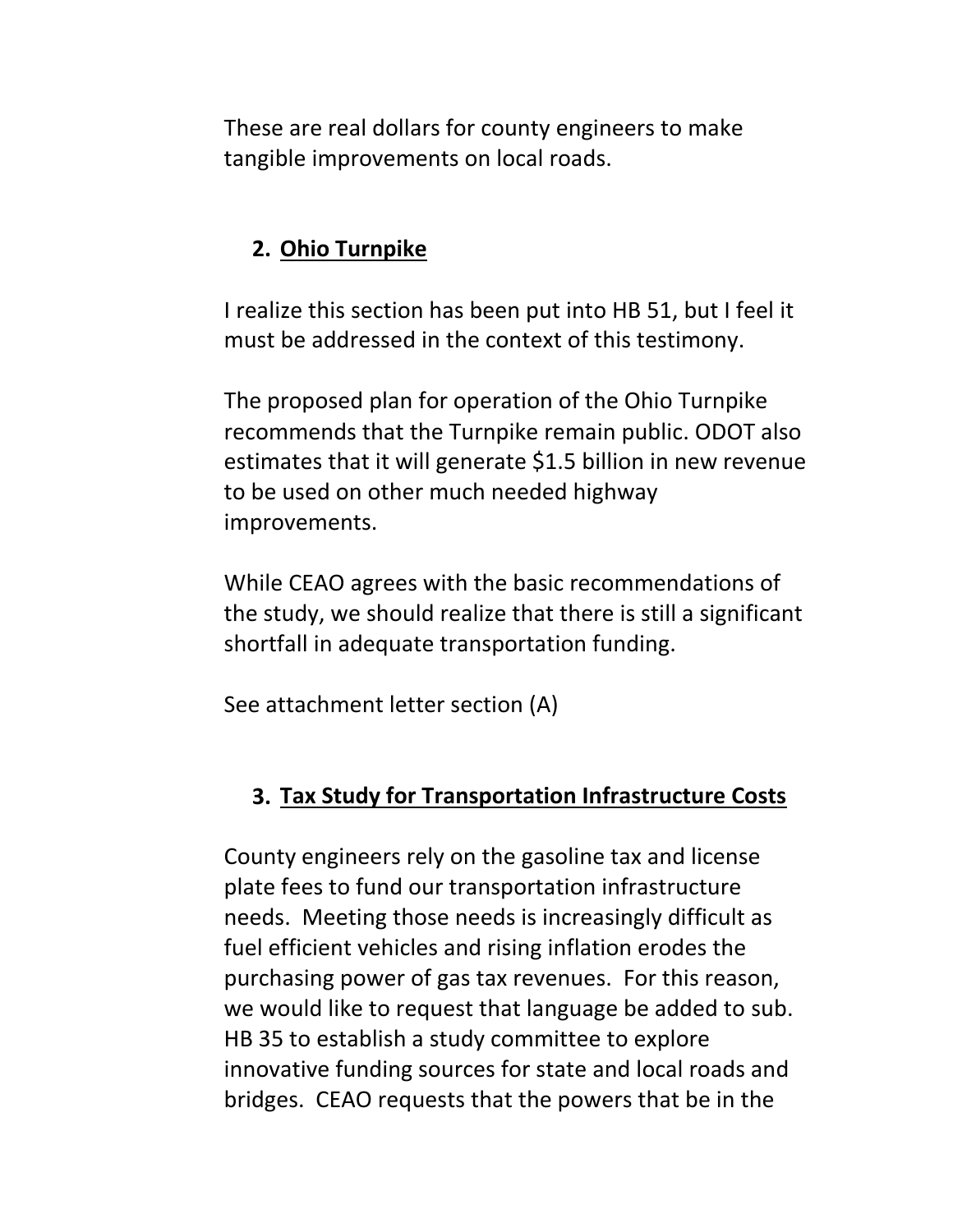These are real dollars for county engineers to make tangible improvements on local roads.

## 2. Ohio Turnpike

I realize this section has been put into HB 51, but I feel it must be addressed in the context of this testimony.

The proposed plan for operation of the Ohio Turnpike recommends that the Turnpike remain public. ODOT also estimates that it will generate $1.5 billion in new revenue to be used on other much needed highway improvements.

While CEAO agrees with the basic recommendations of the study, we should realize that there is still a significant shortfall in adequate transportation funding.

See attachment letter section (A)

## 3. Tax Study for Transportation Infrastructure Costs

County engineers rely on the gasoline tax and license plate fees to fund our transportation infrastructure needs. Meeting those needs is increasingly difficult as fuel efficient vehicles and rising inflation erodes the purchasing power of gas tax revenues. For this reason, we would like to request that language be added to sub. HB 35 to establish a study committee to explore innovative funding sources for state and local roads and bridges. CEAO requests that the powers that be in the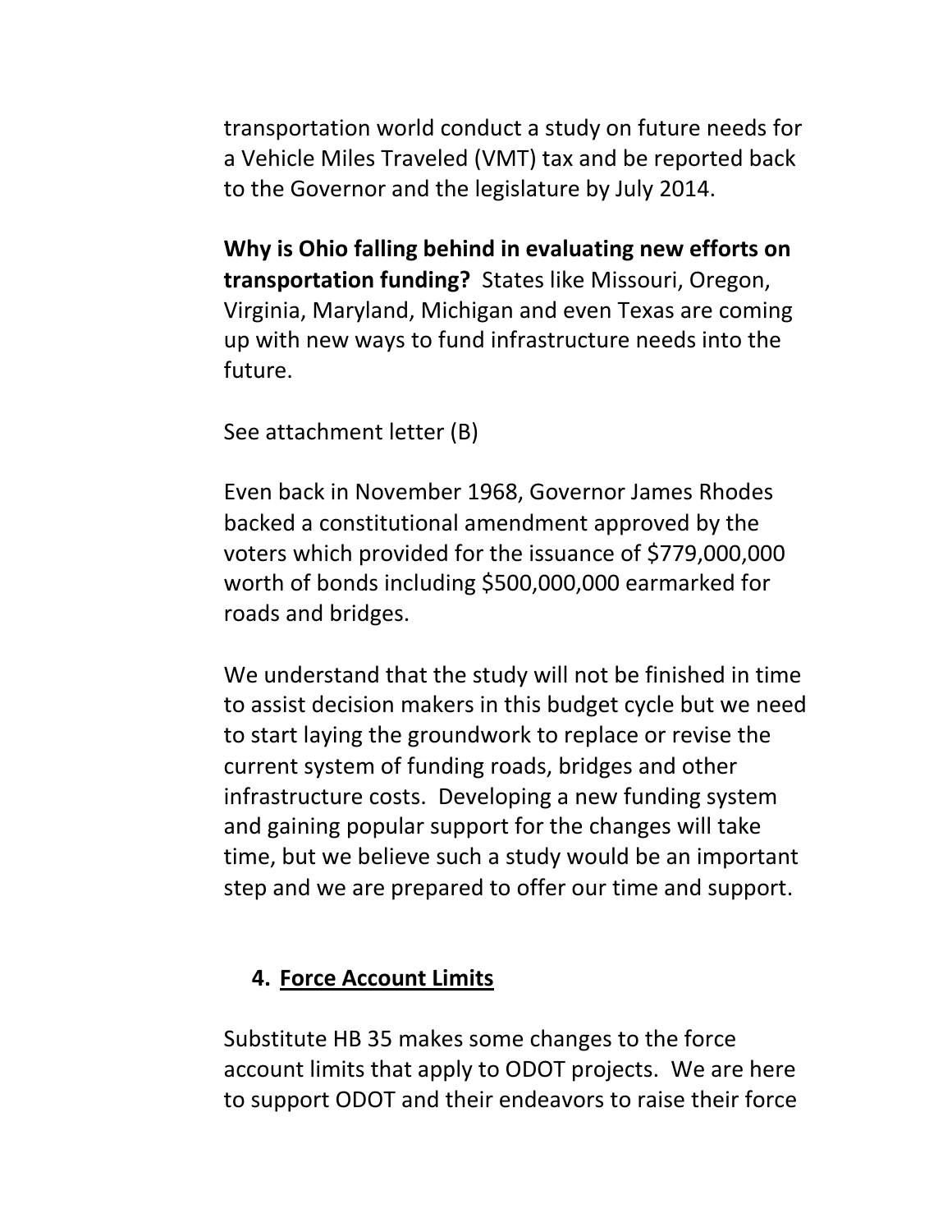transportation world conduct a study on future needs for a Vehicle Miles Traveled (VMT) tax and be reported back to the Governor and the legislature by July 2014.

**Why is Ohio falling behind in evaluating new efforts on transportation funding?** States like Missouri, Oregon, Virginia, Maryland, Michigan and even Texas are coming up with new ways to fund infrastructure needs into the future.

See attachment letter (B)

Even back in November 1968, Governor James Rhodes backed a constitutional amendment approved by the voters which provided for the issuance of $779,000,000 worth of bonds including $500,000,000 earmarked for roads and bridges.

We understand that the study will not be finished in time to assist decision makers in this budget cycle but we need to start laying the groundwork to replace or revise the current system of funding roads, bridges and other infrastructure costs. Developing a new funding system and gaining popular support for the changes will take time, but we believe such a study would be an important step and we are prepared to offer our time and support.

## 4. <u>Force Account Limits</u>

Substitute HB 35 makes some changes to the force account limits that apply to ODOT projects. We are here to support ODOT and their endeavors to raise their force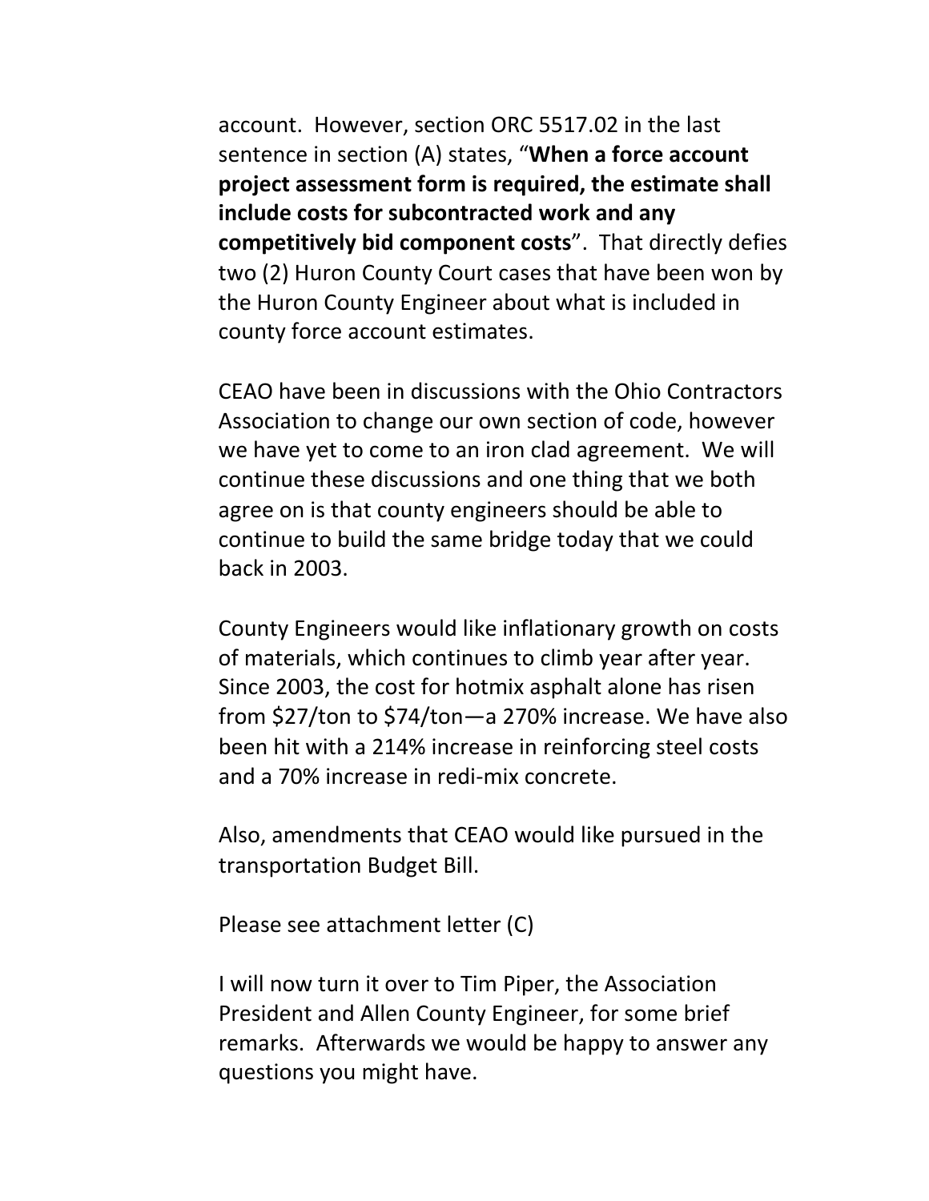account. However, section ORC 5517.02 in the last sentence in section (A) states, "**When a force account project assessment form is required, the estimate shall include costs for subcontracted work and any competitively bid component costs**". That directly defies two (2) Huron County Court cases that have been won by the Huron County Engineer about what is included in county force account estimates.

CEAO have been in discussions with the Ohio Contractors Association to change our own section of code, however we have yet to come to an iron clad agreement. We will continue these discussions and one thing that we both agree on is that county engineers should be able to continue to build the same bridge today that we could back in 2003.

County Engineers would like inflationary growth on costs of materials, which continues to climb year after year. Since 2003, the cost for hotmix asphalt alone has risen from $27/ton to $74/ton—a 270% increase. We have also been hit with a 214% increase in reinforcing steel costs and a 70% increase in redi-mix concrete.

Also, amendments that CEAO would like pursued in the transportation Budget Bill.

Please see attachment letter (C)

I will now turn it over to Tim Piper, the Association President and Allen County Engineer, for some brief remarks. Afterwards we would be happy to answer any questions you might have.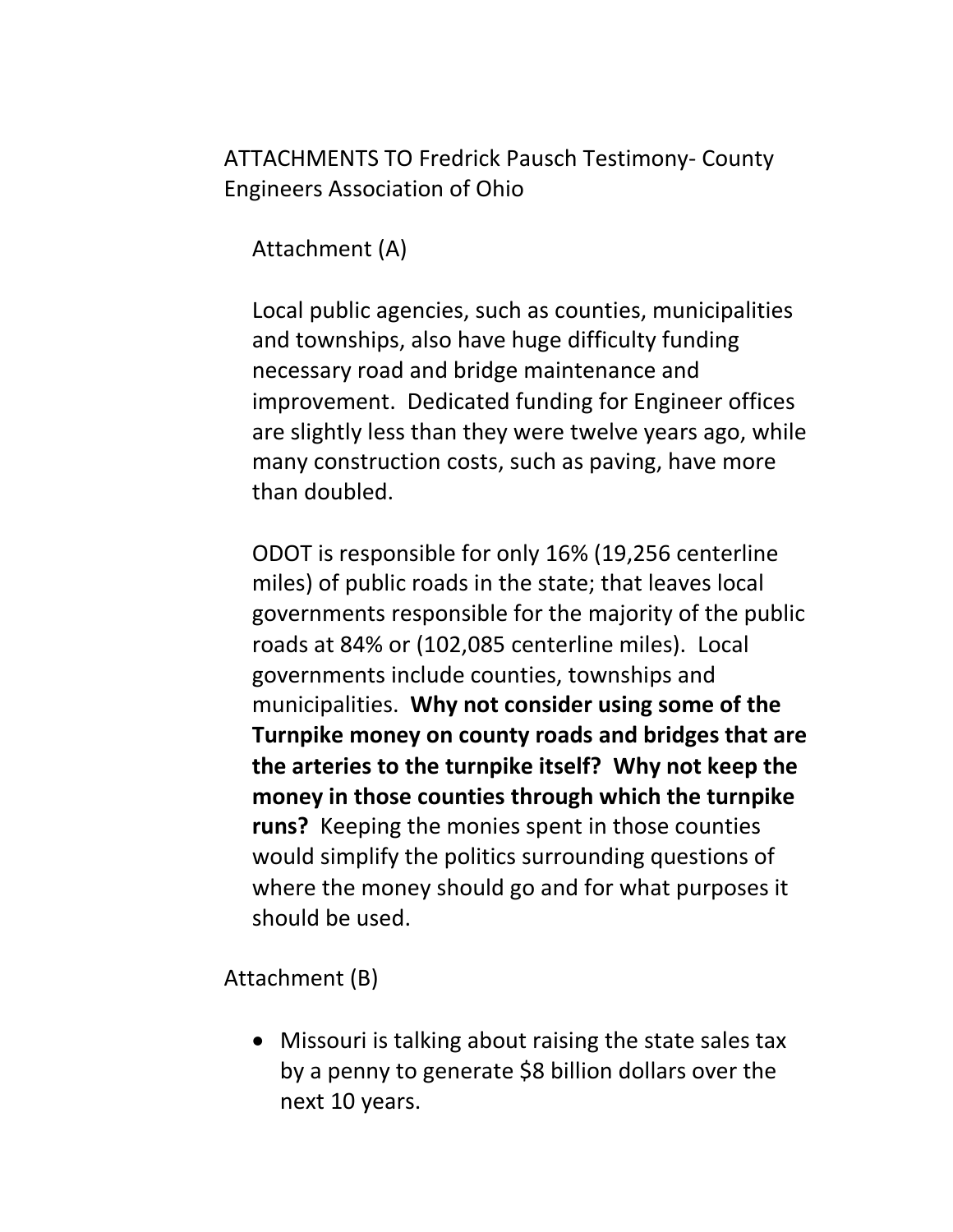ATTACHMENTS TO Fredrick Pausch Testimony- County Engineers Association of Ohio

## Attachment (A)

Local public agencies, such as counties, municipalities and townships, also have huge difficulty funding necessary road and bridge maintenance and improvement. Dedicated funding for Engineer offices are slightly less than they were twelve years ago, while many construction costs, such as paving, have more than doubled.

ODOT is responsible for only 16% (19,256 centerline miles) of public roads in the state; that leaves local governments responsible for the majority of the public roads at 84% or (102,085 centerline miles). Local governments include counties, townships and municipalities. **Why not consider using some of the Turnpike money on county roads and bridges that are the arteries to the turnpike itself? Why not keep the money in those counties through which the turnpike runs?** Keeping the monies spent in those counties would simplify the politics surrounding questions of where the money should go and for what purposes it should be used.

## Attachment (B)

- Missouri is talking about raising the state sales tax by a penny to generate $8 billion dollars over the next 10 years.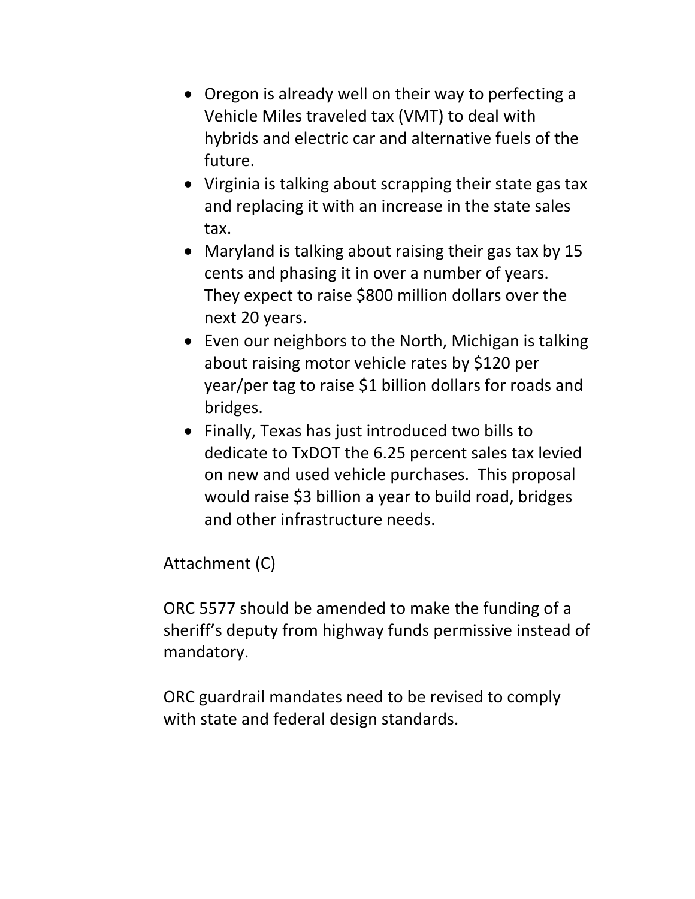- Oregon is already well on their way to perfecting a Vehicle Miles traveled tax (VMT) to deal with hybrids and electric car and alternative fuels of the future.
- Virginia is talking about scrapping their state gas tax and replacing it with an increase in the state sales tax.
- Maryland is talking about raising their gas tax by 15 cents and phasing it in over a number of years. They expect to raise $800 million dollars over the next 20 years.
- Even our neighbors to the North, Michigan is talking about raising motor vehicle rates by $120 per year/per tag to raise $1 billion dollars for roads and bridges.
- Finally, Texas has just introduced two bills to dedicate to TxDOT the 6.25 percent sales tax levied on new and used vehicle purchases. This proposal would raise $3 billion a year to build road, bridges and other infrastructure needs.

Attachment (C)

ORC 5577 should be amended to make the funding of a sheriff's deputy from highway funds permissive instead of mandatory.

ORC guardrail mandates need to be revised to comply with state and federal design standards.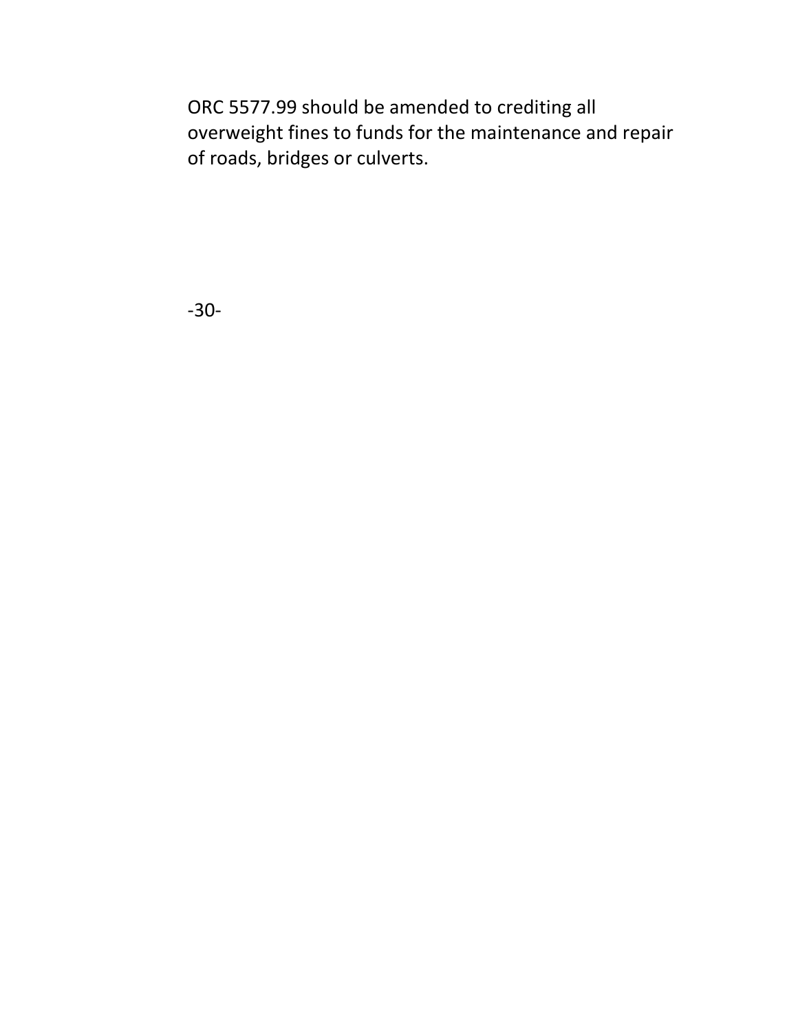ORC 5577.99 should be amended to crediting all overweight fines to funds for the maintenance and repair of roads, bridges or culverts.

-30-